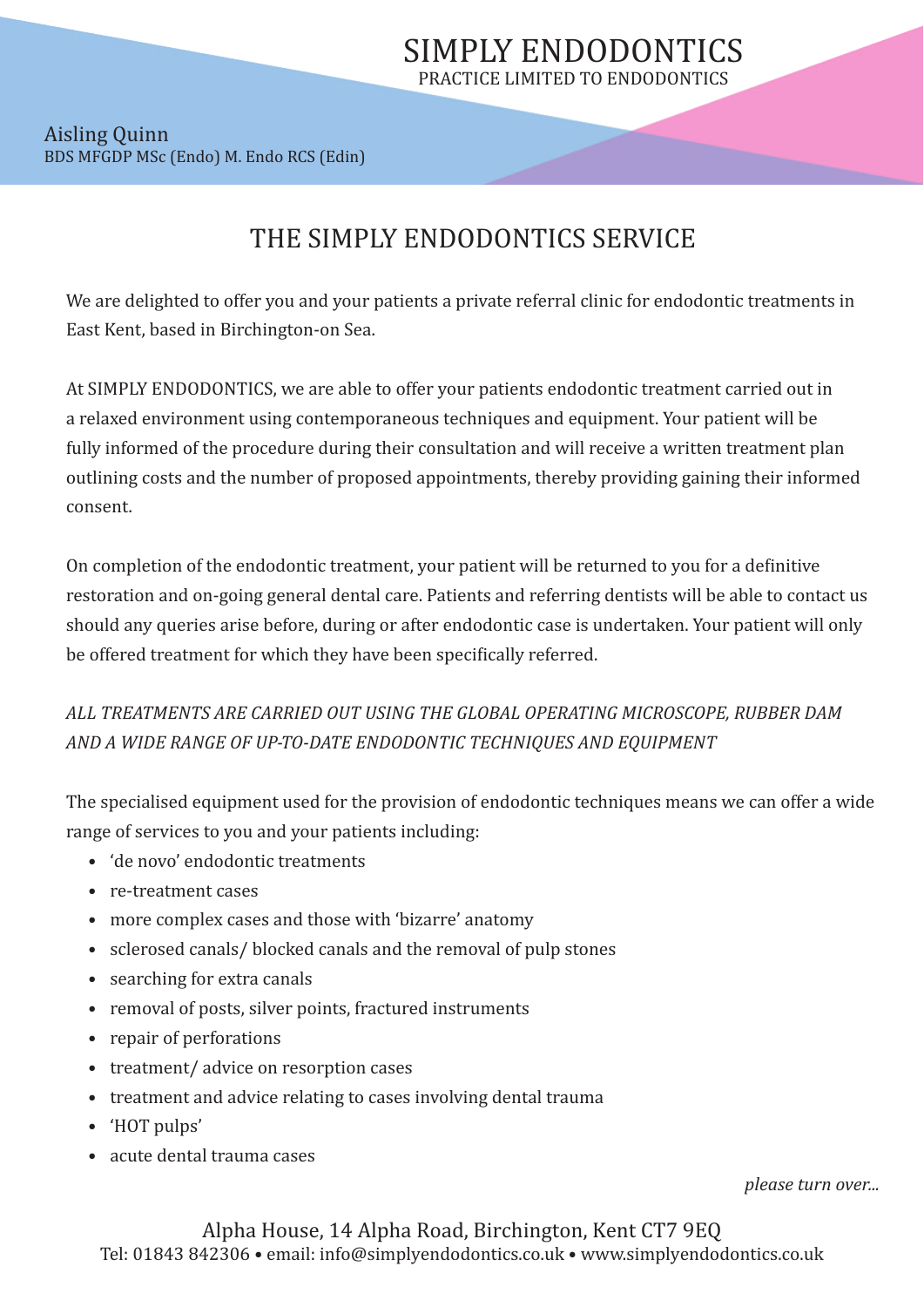# SIMPLY ENDODONTICS

PRACTICE LIMITED TO ENDODONTICS

Aisling Quinn
BDS MFGDP MSc (Endo) M. Endo RCS (Edin)

## THE SIMPLY ENDODONTICS SERVICE

We are delighted to offer you and your patients a private referral clinic for endodontic treatments in East Kent, based in Birchington-on Sea.

At SIMPLY ENDODONTICS, we are able to offer your patients endodontic treatment carried out in a relaxed environment using contemporaneous techniques and equipment. Your patient will be fully informed of the procedure during their consultation and will receive a written treatment plan outlining costs and the number of proposed appointments, thereby providing gaining their informed consent.

On completion of the endodontic treatment, your patient will be returned to you for a definitive restoration and on-going general dental care. Patients and referring dentists will be able to contact us should any queries arise before, during or after endodontic case is undertaken. Your patient will only be offered treatment for which they have been specifically referred.

*ALL TREATMENTS ARE CARRIED OUT USING THE GLOBAL OPERATING MICROSCOPE, RUBBER DAM AND A WIDE RANGE OF UP-TO-DATE ENDODONTIC TECHNIQUES AND EQUIPMENT*

The specialised equipment used for the provision of endodontic techniques means we can offer a wide range of services to you and your patients including:

- 'de novo' endodontic treatments
- re-treatment cases
- more complex cases and those with 'bizarre' anatomy
- sclerosed canals/ blocked canals and the removal of pulp stones
- searching for extra canals
- removal of posts, silver points, fractured instruments
- repair of perforations
- treatment/ advice on resorption cases
- treatment and advice relating to cases involving dental trauma
- 'HOT pulps'
- acute dental trauma cases

*please turn over...*

Alpha House, 14 Alpha Road, Birchington, Kent CT7 9EQ
Tel: 01843 842306 • email: info@simplyendodontics.co.uk • www.simplyendodontics.co.uk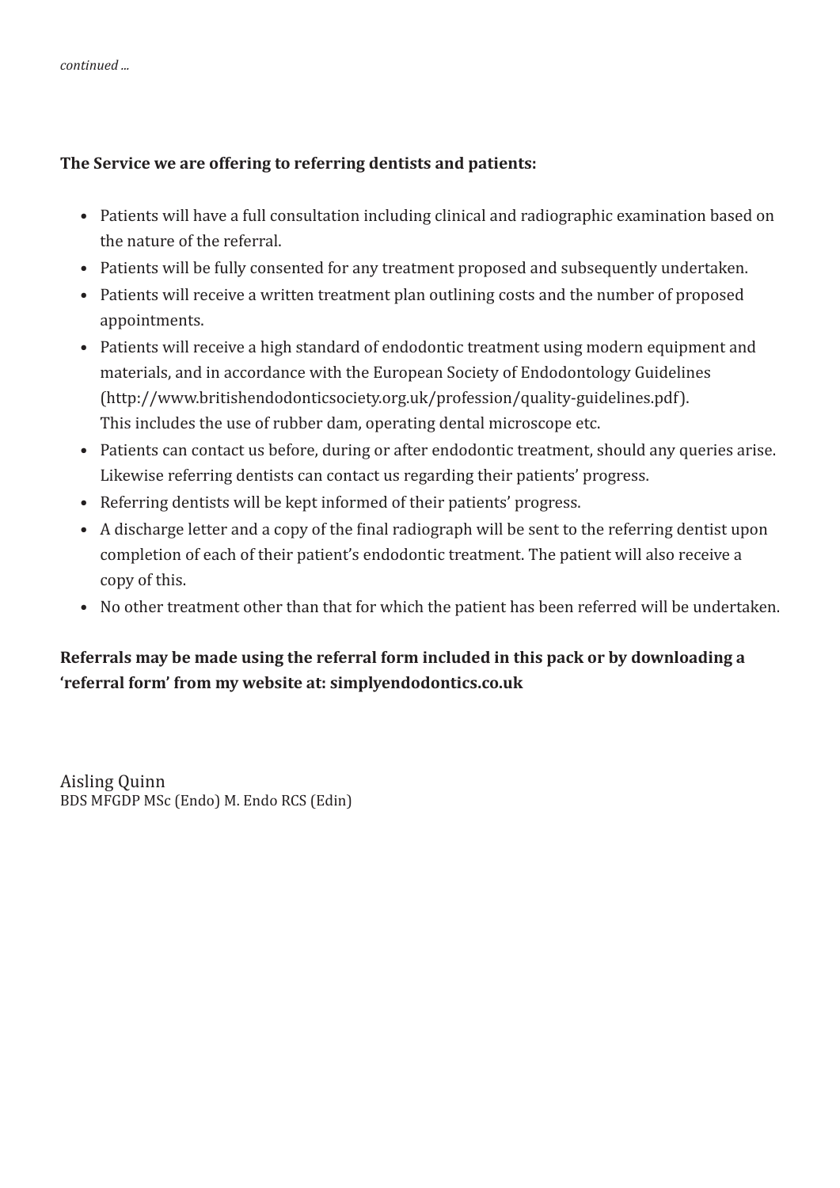*continued ...*

**The Service we are offering to referring dentists and patients:**

- Patients will have a full consultation including clinical and radiographic examination based on the nature of the referral.
- Patients will be fully consented for any treatment proposed and subsequently undertaken.
- Patients will receive a written treatment plan outlining costs and the number of proposed appointments.
- Patients will receive a high standard of endodontic treatment using modern equipment and materials, and in accordance with the European Society of Endodontology Guidelines (http://www.britishendodonticsociety.org.uk/profession/quality-guidelines.pdf). This includes the use of rubber dam, operating dental microscope etc.
- Patients can contact us before, during or after endodontic treatment, should any queries arise. Likewise referring dentists can contact us regarding their patients' progress.
- Referring dentists will be kept informed of their patients' progress.
- A discharge letter and a copy of the final radiograph will be sent to the referring dentist upon completion of each of their patient's endodontic treatment. The patient will also receive a copy of this.
- No other treatment other than that for which the patient has been referred will be undertaken.

**Referrals may be made using the referral form included in this pack or by downloading a 'referral form' from my website at: simplyendodontics.co.uk**

Aisling Quinn
BDS MFGDP MSc (Endo) M. Endo RCS (Edin)